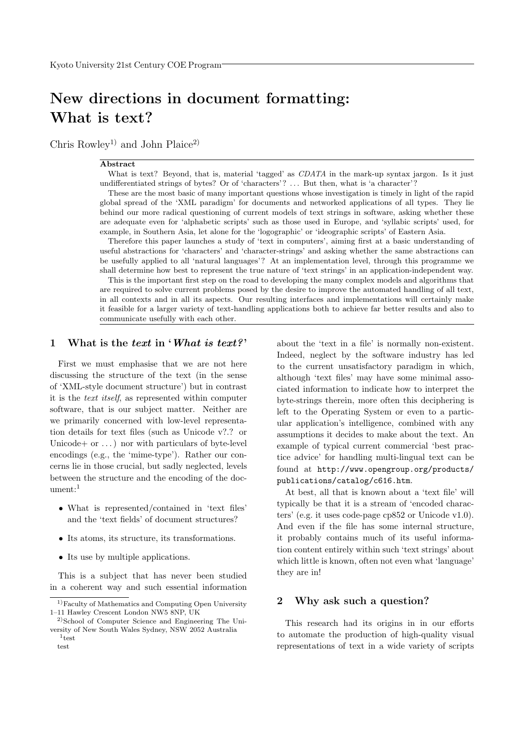# New directions in document formatting: What is text?

Chris Rowley[1)] and John Plaice[2)]

**Abstract**

What is text? Beyond, that is, material 'tagged' as *CDATA* in the mark-up syntax jargon. Is it just undifferentiated strings of bytes? Or of 'characters'? ... But then, what is 'a character'?

These are the most basic of many important questions whose investigation is timely in light of the rapid global spread of the 'XML paradigm' for documents and networked applications of all types. They lie behind our more radical questioning of current models of text strings in software, asking whether these are adequate even for 'alphabetic scripts' such as those used in Europe, and 'syllabic scripts' used, for example, in Southern Asia, let alone for the 'logographic' or 'ideographic scripts' of Eastern Asia.

Therefore this paper launches a study of 'text in computers', aiming first at a basic understanding of useful abstractions for 'characters' and 'character-strings' and asking whether the same abstractions can be usefully applied to all 'natural languages'? At an implementation level, through this programme we shall determine how best to represent the true nature of 'text strings' in an application-independent way.

This is the important first step on the road to developing the many complex models and algorithms that are required to solve current problems posed by the desire to improve the automated handling of all text, in all contexts and in all its aspects. Our resulting interfaces and implementations will certainly make it feasible for a larger variety of text-handling applications both to achieve far better results and also to communicate usefully with each other.

## 1 What is the *text* in '*What is text?*'

First we must emphasise that we are not here discussing the structure of the text (in the sense of 'XML-style document structure') but in contrast it is the *text itself*, as represented within computer software, that is our subject matter. Neither are we primarily concerned with low-level representation details for text files (such as Unicode v?.? or Unicode+ or ...) nor with particulars of byte-level encodings (e.g., the 'mime-type'). Rather our concerns lie in those crucial, but sadly neglected, levels between the structure and the encoding of the document:[1]

- What is represented/contained in 'text files' and the 'text fields' of document structures?
- Its atoms, its structure, its transformations.
- Its use by multiple applications.

This is a subject that has never been studied in a coherent way and such essential information about the 'text in a file' is normally non-existent. Indeed, neglect by the software industry has led to the current unsatisfactory paradigm in which, although 'text files' may have some minimal associated information to indicate how to interpret the byte-strings therein, more often this deciphering is left to the Operating System or even to a particular application's intelligence, combined with any assumptions it decides to make about the text. An example of typical current commercial 'best practice advice' for handling multi-lingual text can be found at `http://www.opengroup.org/products/publications/catalog/c616.htm`.

At best, all that is known about a 'text file' will typically be that it is a stream of 'encoded characters' (e.g. it uses code-page cp852 or Unicode v1.0). And even if the file has some internal structure, it probably contains much of its useful information content entirely within such 'text strings' about which little is known, often not even what 'language' they are in!

## 2 Why ask such a question?

This research had its origins in in our efforts to automate the production of high-quality visual representations of text in a wide variety of scripts

---

[1)] Faculty of Mathematics and Computing Open University 1–11 Hawley Crescent London NW5 8NP, UK

[2)] School of Computer Science and Engineering The University of New South Wales Sydney, NSW 2052 Australia

[1] test
test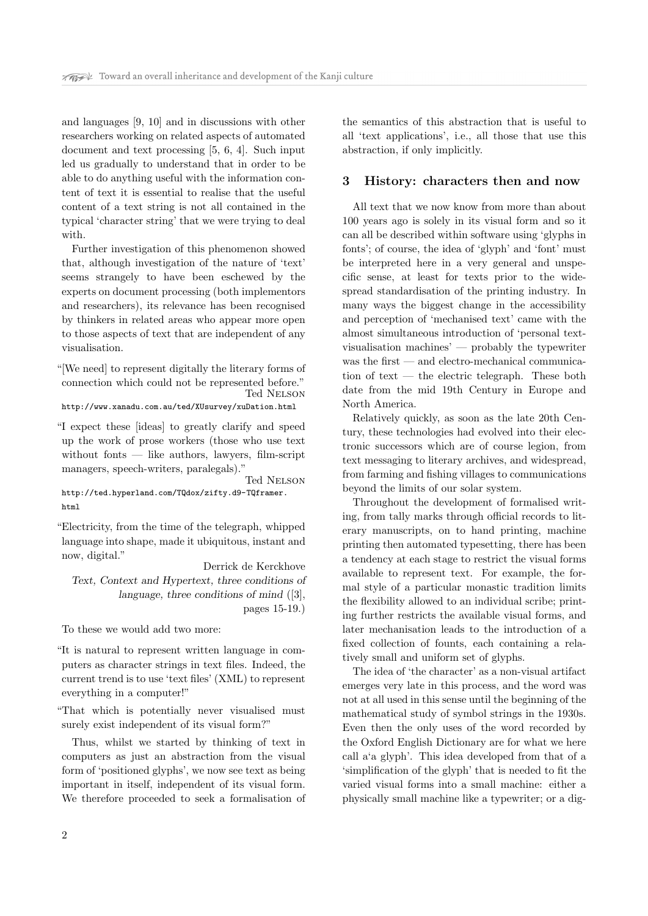and languages [9, 10] and in discussions with other researchers working on related aspects of automated document and text processing [5, 6, 4]. Such input led us gradually to understand that in order to be able to do anything useful with the information content of text it is essential to realise that the useful content of a text string is not all contained in the typical 'character string' that we were trying to deal with.

Further investigation of this phenomenon showed that, although investigation of the nature of 'text' seems strangely to have been eschewed by the experts on document processing (both implementors and researchers), its relevance has been recognised by thinkers in related areas who appear more open to those aspects of text that are independent of any visualisation.

> "[We need] to represent digitally the literary forms of connection which could not be represented before."
>
> Ted Nelson
>
> `http://www.xanadu.com.au/ted/XUsurvey/xuDation.html`

> "I expect these [ideas] to greatly clarify and speed up the work of prose workers (those who use text without fonts — like authors, lawyers, film-script managers, speech-writers, paralegals)."
>
> Ted Nelson
>
> `http://ted.hyperland.com/TQdox/zifty.d9-TQframer.html`

> "Electricity, from the time of the telegraph, whipped language into shape, made it ubiquitous, instant and now, digital."
>
> Derrick de Kerckhove
>
> *Text, Context and Hypertext, three conditions of language, three conditions of mind* ([3], pages 15-19.)

To these we would add two more:

> "It is natural to represent written language in computers as character strings in text files. Indeed, the current trend is to use 'text files' (XML) to represent everything in a computer!"

> "That which is potentially never visualised must surely exist independent of its visual form?"

Thus, whilst we started by thinking of text in computers as just an abstraction from the visual form of 'positioned glyphs', we now see text as being important in itself, independent of its visual form. We therefore proceeded to seek a formalisation of the semantics of this abstraction that is useful to all 'text applications', i.e., all those that use this abstraction, if only implicitly.

## 3 History: characters then and now

All text that we now know from more than about 100 years ago is solely in its visual form and so it can all be described within software using 'glyphs in fonts'; of course, the idea of 'glyph' and 'font' must be interpreted here in a very general and unspecific sense, at least for texts prior to the widespread standardisation of the printing industry. In many ways the biggest change in the accessibility and perception of 'mechanised text' came with the almost simultaneous introduction of 'personal text-visualisation machines' — probably the typewriter was the first — and electro-mechanical communication of text — the electric telegraph. These both date from the mid 19th Century in Europe and North America.

Relatively quickly, as soon as the late 20th Century, these technologies had evolved into their electronic successors which are of course legion, from text messaging to literary archives, and widespread, from farming and fishing villages to communications beyond the limits of our solar system.

Throughout the development of formalised writing, from tally marks through official records to literary manuscripts, on to hand printing, machine printing then automated typesetting, there has been a tendency at each stage to restrict the visual forms available to represent text. For example, the formal style of a particular monastic tradition limits the flexibility allowed to an individual scribe; printing further restricts the available visual forms, and later mechanisation leads to the introduction of a fixed collection of founts, each containing a relatively small and uniform set of glyphs.

The idea of 'the character' as a non-visual artifact emerges very late in this process, and the word was not at all used in this sense until the beginning of the mathematical study of symbol strings in the 1930s. Even then the only uses of the word recorded by the Oxford English Dictionary are for what we here call a'a glyph'. This idea developed from that of a 'simplification of the glyph' that is needed to fit the varied visual forms into a small machine: either a physically small machine like a typewriter; or a dig-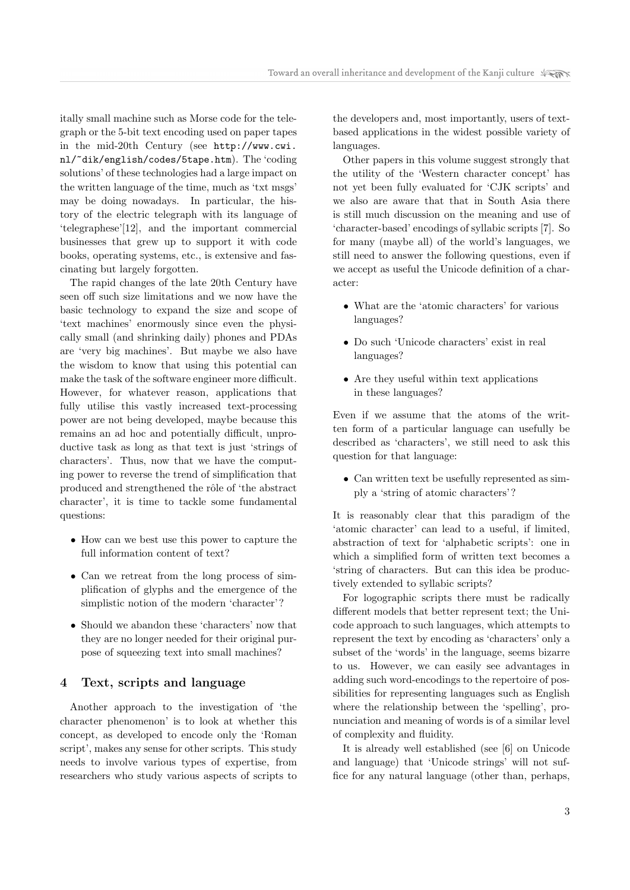itally small machine such as Morse code for the telegraph or the 5-bit text encoding used on paper tapes in the mid-20th Century (see http://www.cwi.nl/~dik/english/codes/5tape.htm). The 'coding solutions' of these technologies had a large impact on the written language of the time, much as 'txt msgs' may be doing nowadays. In particular, the history of the electric telegraph with its language of 'telegraphese'[12], and the important commercial businesses that grew up to support it with code books, operating systems, etc., is extensive and fascinating but largely forgotten.

The rapid changes of the late 20th Century have seen off such size limitations and we now have the basic technology to expand the size and scope of 'text machines' enormously since even the physically small (and shrinking daily) phones and PDAs are 'very big machines'. But maybe we also have the wisdom to know that using this potential can make the task of the software engineer more difficult. However, for whatever reason, applications that fully utilise this vastly increased text-processing power are not being developed, maybe because this remains an ad hoc and potentially difficult, unproductive task as long as that text is just 'strings of characters'. Thus, now that we have the computing power to reverse the trend of simplification that produced and strengthened the rôle of 'the abstract character', it is time to tackle some fundamental questions:

- How can we best use this power to capture the full information content of text?
- Can we retreat from the long process of simplification of glyphs and the emergence of the simplistic notion of the modern 'character'?
- Should we abandon these 'characters' now that they are no longer needed for their original purpose of squeezing text into small machines?

## 4 Text, scripts and language

Another approach to the investigation of 'the character phenomenon' is to look at whether this concept, as developed to encode only the 'Roman script', makes any sense for other scripts. This study needs to involve various types of expertise, from researchers who study various aspects of scripts to the developers and, most importantly, users of text-based applications in the widest possible variety of languages.

Other papers in this volume suggest strongly that the utility of the 'Western character concept' has not yet been fully evaluated for 'CJK scripts' and we also are aware that that in South Asia there is still much discussion on the meaning and use of 'character-based' encodings of syllabic scripts [7]. So for many (maybe all) of the world's languages, we still need to answer the following questions, even if we accept as useful the Unicode definition of a character:

- What are the 'atomic characters' for various languages?
- Do such 'Unicode characters' exist in real languages?
- Are they useful within text applications in these languages?

Even if we assume that the atoms of the written form of a particular language can usefully be described as 'characters', we still need to ask this question for that language:

- Can written text be usefully represented as simply a 'string of atomic characters'?

It is reasonably clear that this paradigm of the 'atomic character' can lead to a useful, if limited, abstraction of text for 'alphabetic scripts': one in which a simplified form of written text becomes a 'string of characters. But can this idea be productively extended to syllabic scripts?

For logographic scripts there must be radically different models that better represent text; the Unicode approach to such languages, which attempts to represent the text by encoding as 'characters' only a subset of the 'words' in the language, seems bizarre to us. However, we can easily see advantages in adding such word-encodings to the repertoire of possibilities for representing languages such as English where the relationship between the 'spelling', pronunciation and meaning of words is of a similar level of complexity and fluidity.

It is already well established (see [6] on Unicode and language) that 'Unicode strings' will not suffice for any natural language (other than, perhaps,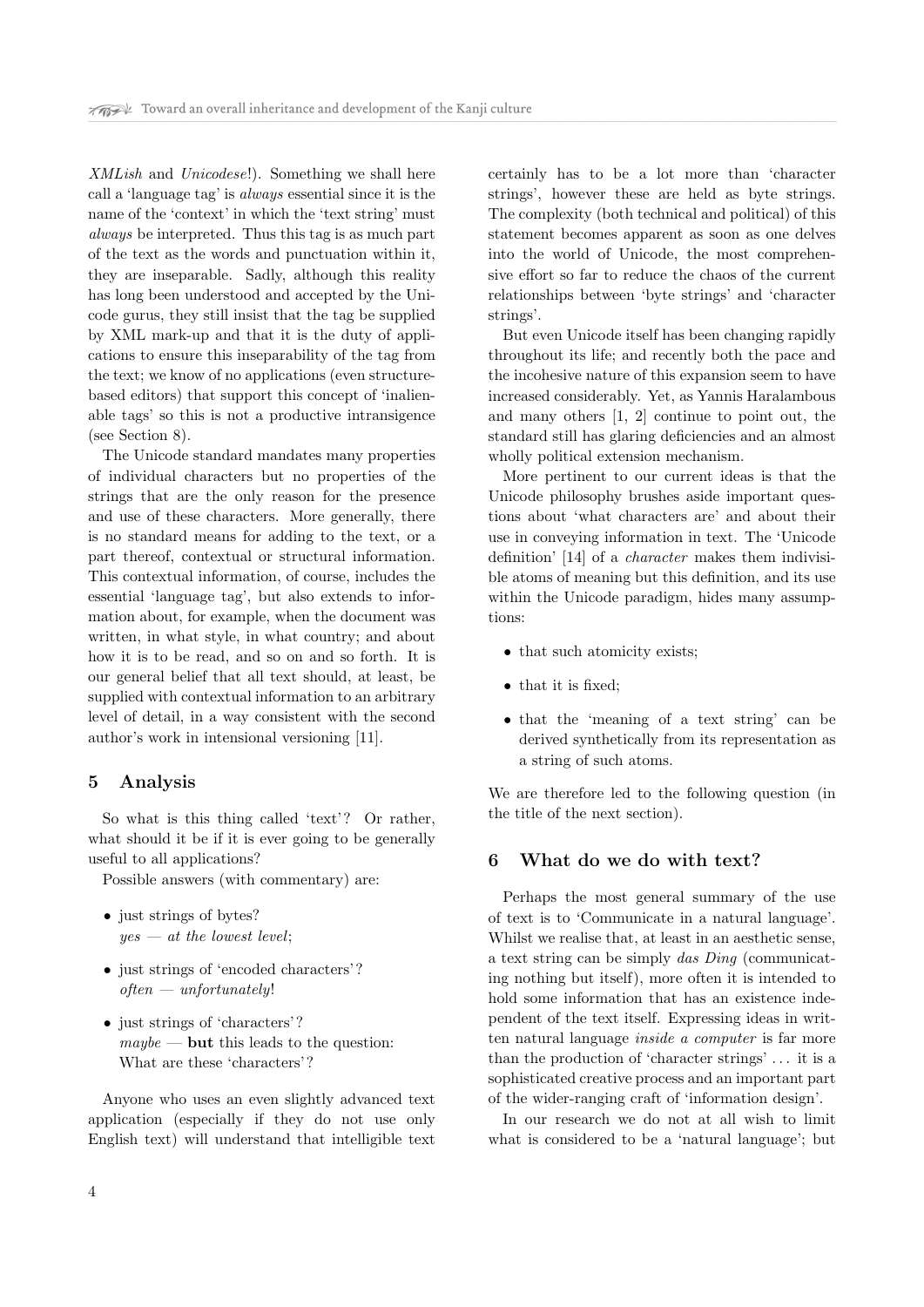*XMLish* and *Unicodese*!). Something we shall here call a 'language tag' is *always* essential since it is the name of the 'context' in which the 'text string' must *always* be interpreted. Thus this tag is as much part of the text as the words and punctuation within it, they are inseparable. Sadly, although this reality has long been understood and accepted by the Unicode gurus, they still insist that the tag be supplied by XML mark-up and that it is the duty of applications to ensure this inseparability of the tag from the text; we know of no applications (even structure-based editors) that support this concept of 'inalienable tags' so this is not a productive intransigence (see Section 8).

The Unicode standard mandates many properties of individual characters but no properties of the strings that are the only reason for the presence and use of these characters. More generally, there is no standard means for adding to the text, or a part thereof, contextual or structural information. This contextual information, of course, includes the essential 'language tag', but also extends to information about, for example, when the document was written, in what style, in what country; and about how it is to be read, and so on and so forth. It is our general belief that all text should, at least, be supplied with contextual information to an arbitrary level of detail, in a way consistent with the second author's work in intensional versioning [11].

## 5 Analysis

So what is this thing called 'text'? Or rather, what should it be if it is ever going to be generally useful to all applications?

Possible answers (with commentary) are:

- just strings of bytes?
  *yes — at the lowest level*;
- just strings of 'encoded characters'?
  *often — unfortunately*!
- just strings of 'characters'?
  *maybe* — **but** this leads to the question:
  What are these 'characters'?

Anyone who uses an even slightly advanced text application (especially if they do not use only English text) will understand that intelligible text certainly has to be a lot more than 'character strings', however these are held as byte strings. The complexity (both technical and political) of this statement becomes apparent as soon as one delves into the world of Unicode, the most comprehensive effort so far to reduce the chaos of the current relationships between 'byte strings' and 'character strings'.

But even Unicode itself has been changing rapidly throughout its life; and recently both the pace and the incohesive nature of this expansion seem to have increased considerably. Yet, as Yannis Haralambous and many others [1, 2] continue to point out, the standard still has glaring deficiencies and an almost wholly political extension mechanism.

More pertinent to our current ideas is that the Unicode philosophy brushes aside important questions about 'what characters are' and about their use in conveying information in text. The 'Unicode definition' [14] of a *character* makes them indivisible atoms of meaning but this definition, and its use within the Unicode paradigm, hides many assumptions:

- that such atomicity exists;
- that it is fixed;
- that the 'meaning of a text string' can be derived synthetically from its representation as a string of such atoms.

We are therefore led to the following question (in the title of the next section).

## 6 What do we do with text?

Perhaps the most general summary of the use of text is to 'Communicate in a natural language'. Whilst we realise that, at least in an aesthetic sense, a text string can be simply *das Ding* (communicating nothing but itself), more often it is intended to hold some information that has an existence independent of the text itself. Expressing ideas in written natural language *inside a computer* is far more than the production of 'character strings' ... it is a sophisticated creative process and an important part of the wider-ranging craft of 'information design'.

In our research we do not at all wish to limit what is considered to be a 'natural language'; but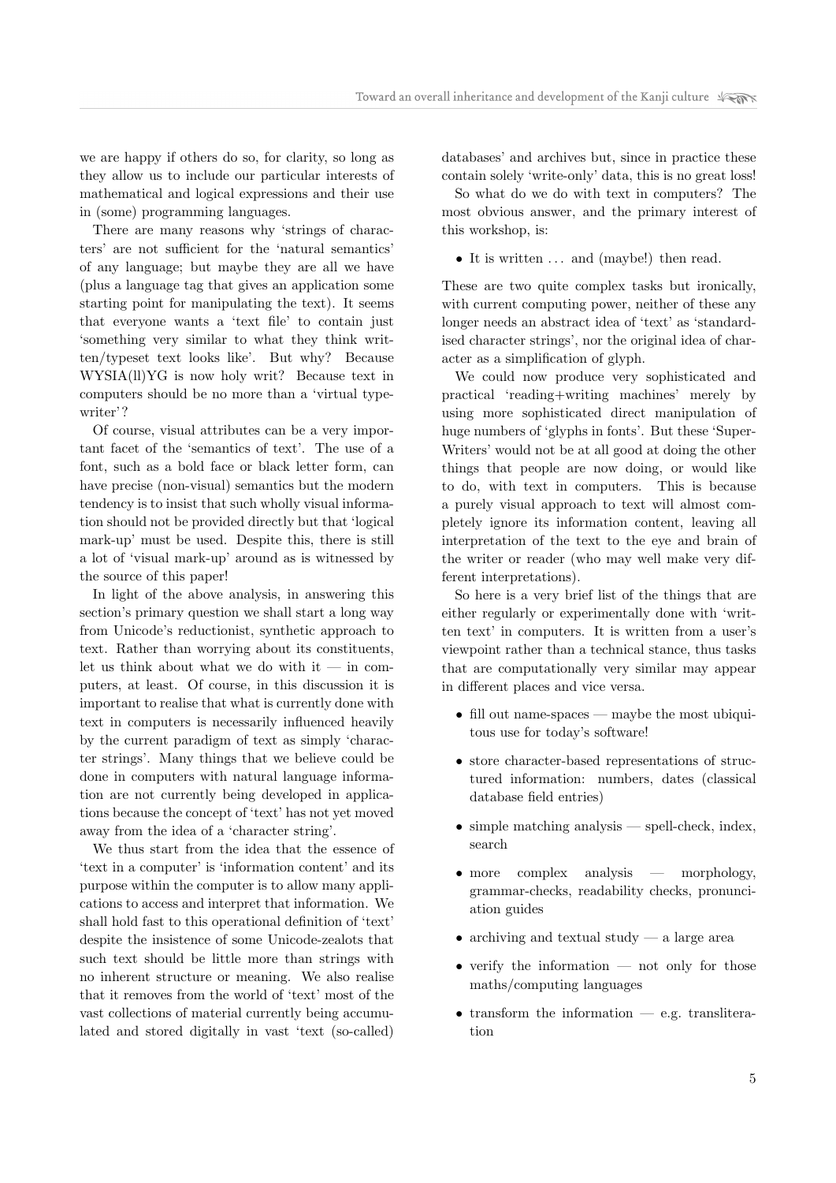we are happy if others do so, for clarity, so long as they allow us to include our particular interests of mathematical and logical expressions and their use in (some) programming languages.

There are many reasons why 'strings of characters' are not sufficient for the 'natural semantics' of any language; but maybe they are all we have (plus a language tag that gives an application some starting point for manipulating the text). It seems that everyone wants a 'text file' to contain just 'something very similar to what they think written/typeset text looks like'. But why? Because WYSIA(ll)YG is now holy writ? Because text in computers should be no more than a 'virtual typewriter'?

Of course, visual attributes can be a very important facet of the 'semantics of text'. The use of a font, such as a bold face or black letter form, can have precise (non-visual) semantics but the modern tendency is to insist that such wholly visual information should not be provided directly but that 'logical mark-up' must be used. Despite this, there is still a lot of 'visual mark-up' around as is witnessed by the source of this paper!

In light of the above analysis, in answering this section's primary question we shall start a long way from Unicode's reductionist, synthetic approach to text. Rather than worrying about its constituents, let us think about what we do with it — in computers, at least. Of course, in this discussion it is important to realise that what is currently done with text in computers is necessarily influenced heavily by the current paradigm of text as simply 'character strings'. Many things that we believe could be done in computers with natural language information are not currently being developed in applications because the concept of 'text' has not yet moved away from the idea of a 'character string'.

We thus start from the idea that the essence of 'text in a computer' is 'information content' and its purpose within the computer is to allow many applications to access and interpret that information. We shall hold fast to this operational definition of 'text' despite the insistence of some Unicode-zealots that such text should be little more than strings with no inherent structure or meaning. We also realise that it removes from the world of 'text' most of the vast collections of material currently being accumulated and stored digitally in vast 'text (so-called) databases' and archives but, since in practice these contain solely 'write-only' data, this is no great loss!

So what do we do with text in computers? The most obvious answer, and the primary interest of this workshop, is:

- It is written ... and (maybe!) then read.

These are two quite complex tasks but ironically, with current computing power, neither of these any longer needs an abstract idea of 'text' as 'standardised character strings', nor the original idea of character as a simplification of glyph.

We could now produce very sophisticated and practical 'reading+writing machines' merely by using more sophisticated direct manipulation of huge numbers of 'glyphs in fonts'. But these 'Super-Writers' would not be at all good at doing the other things that people are now doing, or would like to do, with text in computers. This is because a purely visual approach to text will almost completely ignore its information content, leaving all interpretation of the text to the eye and brain of the writer or reader (who may well make very different interpretations).

So here is a very brief list of the things that are either regularly or experimentally done with 'written text' in computers. It is written from a user's viewpoint rather than a technical stance, thus tasks that are computationally very similar may appear in different places and vice versa.

- fill out name-spaces — maybe the most ubiquitous use for today's software!
- store character-based representations of structured information: numbers, dates (classical database field entries)
- simple matching analysis — spell-check, index, search
- more complex analysis — morphology, grammar-checks, readability checks, pronunciation guides
- archiving and textual study — a large area
- verify the information — not only for those maths/computing languages
- transform the information — e.g. transliteration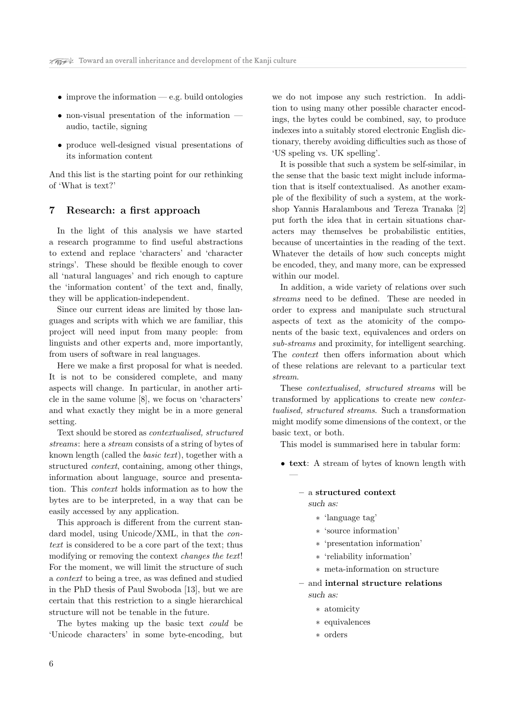- improve the information — e.g. build ontologies
- non-visual presentation of the information — audio, tactile, signing
- produce well-designed visual presentations of its information content

And this list is the starting point for our rethinking of 'What is text?'

## 7 Research: a first approach

In the light of this analysis we have started a research programme to find useful abstractions to extend and replace 'characters' and 'character strings'. These should be flexible enough to cover all 'natural languages' and rich enough to capture the 'information content' of the text and, finally, they will be application-independent.

Since our current ideas are limited by those languages and scripts with which we are familiar, this project will need input from many people: from linguists and other experts and, more importantly, from users of software in real languages.

Here we make a first proposal for what is needed. It is not to be considered complete, and many aspects will change. In particular, in another article in the same volume [8], we focus on 'characters' and what exactly they might be in a more general setting.

Text should be stored as *contextualised, structured streams*: here a *stream* consists of a string of bytes of known length (called the *basic text*), together with a structured *context*, containing, among other things, information about language, source and presentation. This *context* holds information as to how the bytes are to be interpreted, in a way that can be easily accessed by any application.

This approach is different from the current standard model, using Unicode/XML, in that the *context* is considered to be a core part of the text; thus modifying or removing the context *changes the text*! For the moment, we will limit the structure of such a *context* to being a tree, as was defined and studied in the PhD thesis of Paul Swoboda [13], but we are certain that this restriction to a single hierarchical structure will not be tenable in the future.

The bytes making up the basic text *could* be 'Unicode characters' in some byte-encoding, but we do not impose any such restriction. In addition to using many other possible character encodings, the bytes could be combined, say, to produce indexes into a suitably stored electronic English dictionary, thereby avoiding difficulties such as those of 'US speling vs. UK spelling'.

It is possible that such a system be self-similar, in the sense that the basic text might include information that is itself contextualised. As another example of the flexibility of such a system, at the workshop Yannis Haralambous and Tereza Tranaka [2] put forth the idea that in certain situations characters may themselves be probabilistic entities, because of uncertainties in the reading of the text. Whatever the details of how such concepts might be encoded, they, and many more, can be expressed within our model.

In addition, a wide variety of relations over such *streams* need to be defined. These are needed in order to express and manipulate such structural aspects of text as the atomicity of the components of the basic text, equivalences and orders on *sub-streams* and proximity, for intelligent searching. The *context* then offers information about which of these relations are relevant to a particular text *stream*.

These *contextualised, structured streams* will be transformed by applications to create new *contextualised, structured streams*. Such a transformation might modify some dimensions of the context, or the basic text, or both.

This model is summarised here in tabular form:

- **text**: A stream of bytes of known length with —
  - a **structured context**
    *such as:*
    - 'language tag'
    - 'source information'
    - 'presentation information'
    - 'reliability information'
    - meta-information on structure
  - and **internal structure relations**
    *such as:*
    - atomicity
    - equivalences
    - orders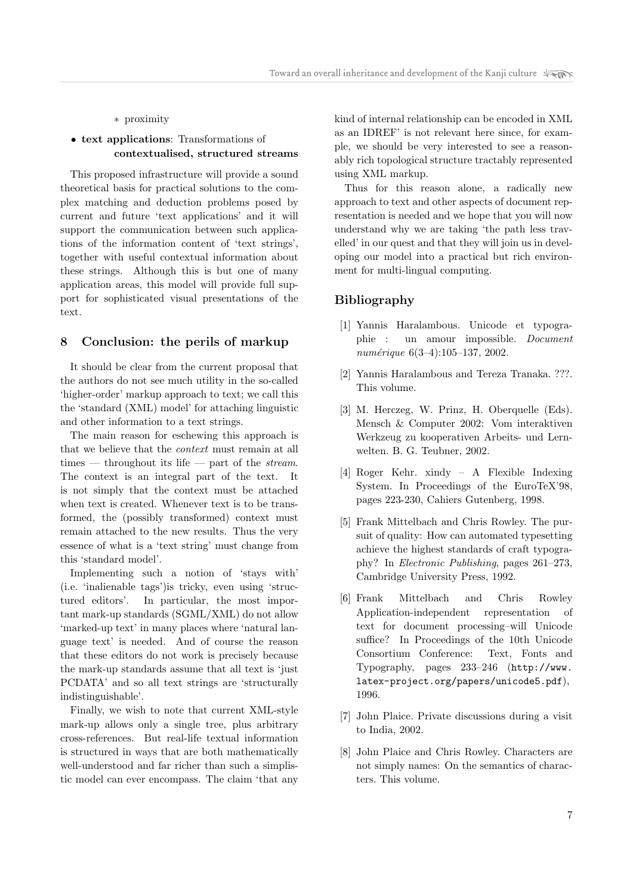* proximity

- **text applications**: Transformations of **contextualised, structured streams**

This proposed infrastructure will provide a sound theoretical basis for practical solutions to the complex matching and deduction problems posed by current and future 'text applications' and it will support the communication between such applications of the information content of 'text strings', together with useful contextual information about these strings. Although this is but one of many application areas, this model will provide full support for sophisticated visual presentations of the text.

## 8 Conclusion: the perils of markup

It should be clear from the current proposal that the authors do not see much utility in the so-called 'higher-order' markup approach to text; we call this the 'standard (XML) model' for attaching linguistic and other information to a text strings.

The main reason for eschewing this approach is that we believe that the *context* must remain at all times — throughout its life — part of the *stream*. The context is an integral part of the text. It is not simply that the context must be attached when text is created. Whenever text is to be transformed, the (possibly transformed) context must remain attached to the new results. Thus the very essence of what is a 'text string' must change from this 'standard model'.

Implementing such a notion of 'stays with' (i.e. 'inalienable tags')is tricky, even using 'structured editors'. In particular, the most important mark-up standards (SGML/XML) do not allow 'marked-up text' in many places where 'natural language text' is needed. And of course the reason that these editors do not work is precisely because the mark-up standards assume that all text is 'just PCDATA' and so all text strings are 'structurally indistinguishable'.

Finally, we wish to note that current XML-style mark-up allows only a single tree, plus arbitrary cross-references. But real-life textual information is structured in ways that are both mathematically well-understood and far richer than such a simplistic model can ever encompass. The claim 'that any kind of internal relationship can be encoded in XML as an IDREF' is not relevant here since, for example, we should be very interested to see a reasonably rich topological structure tractably represented using XML markup.

Thus for this reason alone, a radically new approach to text and other aspects of document representation is needed and we hope that you will now understand why we are taking 'the path less travelled' in our quest and that they will join us in developing our model into a practical but rich environment for multi-lingual computing.

## Bibliography

[1] Yannis Haralambous. Unicode et typographie : un amour impossible. *Document numérique* 6(3–4):105–137, 2002.

[2] Yannis Haralambous and Tereza Tranaka. ???. This volume.

[3] M. Herczeg, W. Prinz, H. Oberquelle (Eds). Mensch & Computer 2002: Vom interaktiven Werkzeug zu kooperativen Arbeits- und Lernwelten. B. G. Teubner, 2002.

[4] Roger Kehr. xindy – A Flexible Indexing System. In Proceedings of the EuroTeX'98, pages 223-230, Cahiers Gutenberg, 1998.

[5] Frank Mittelbach and Chris Rowley. The pursuit of quality: How can automated typesetting achieve the highest standards of craft typography? In *Electronic Publishing*, pages 261–273, Cambridge University Press, 1992.

[6] Frank Mittelbach and Chris Rowley Application-independent representation of text for document processing–will Unicode suffice? In Proceedings of the 10th Unicode Consortium Conference: Text, Fonts and Typography, pages 233–246 (`http://www.latex-project.org/papers/unicode5.pdf`), 1996.

[7] John Plaice. Private discussions during a visit to India, 2002.

[8] John Plaice and Chris Rowley. Characters are not simply names: On the semantics of characters. This volume.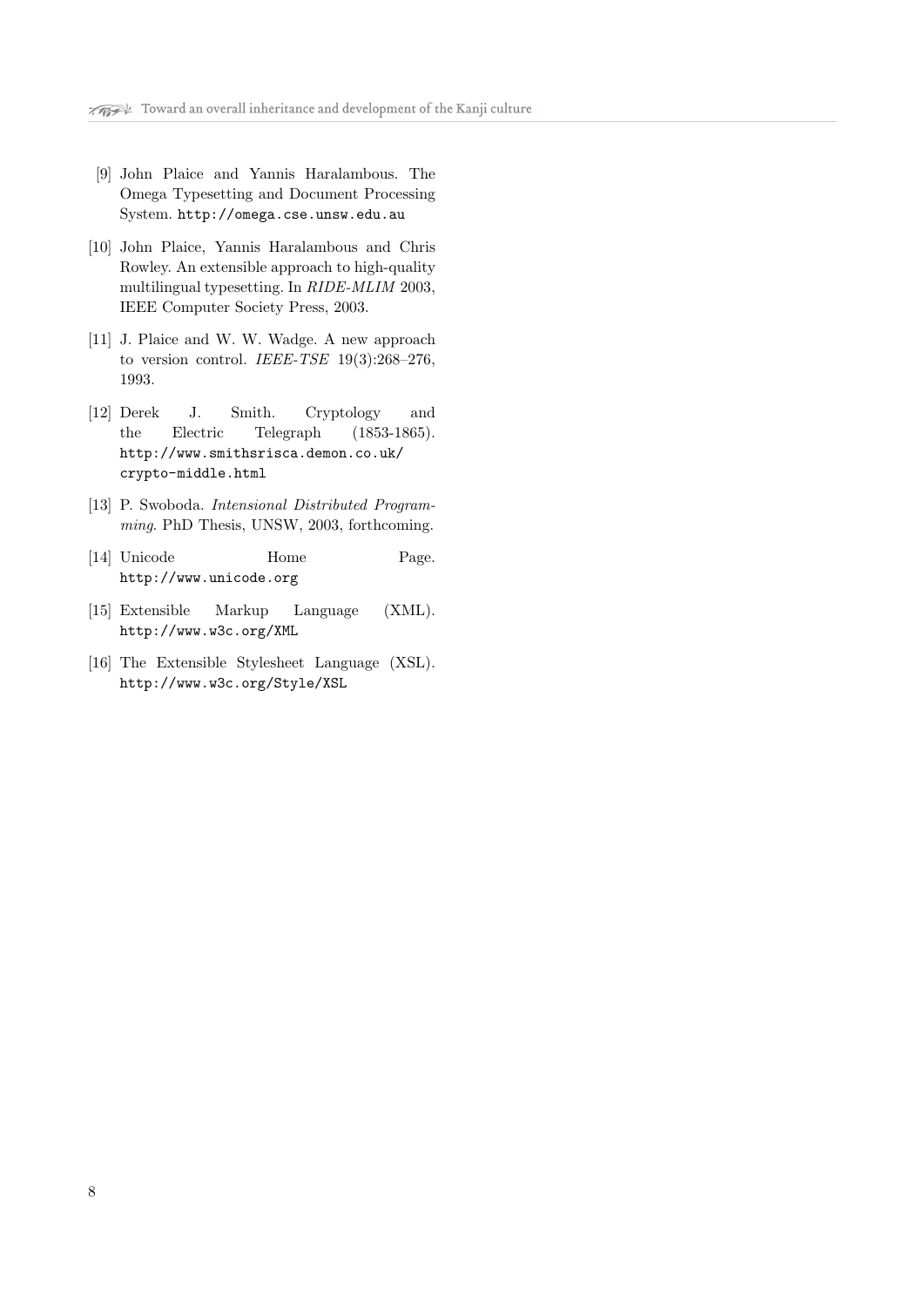[9] John Plaice and Yannis Haralambous. The Omega Typesetting and Document Processing System. http://omega.cse.unsw.edu.au

[10] John Plaice, Yannis Haralambous and Chris Rowley. An extensible approach to high-quality multilingual typesetting. In *RIDE-MLIM* 2003, IEEE Computer Society Press, 2003.

[11] J. Plaice and W. W. Wadge. A new approach to version control. *IEEE-TSE* 19(3):268–276, 1993.

[12] Derek J. Smith. Cryptology and the Electric Telegraph (1853-1865). http://www.smithsrisca.demon.co.uk/crypto-middle.html

[13] P. Swoboda. *Intensional Distributed Programming*. PhD Thesis, UNSW, 2003, forthcoming.

[14] Unicode Home Page. http://www.unicode.org

[15] Extensible Markup Language (XML). http://www.w3c.org/XML

[16] The Extensible Stylesheet Language (XSL). http://www.w3c.org/Style/XSL